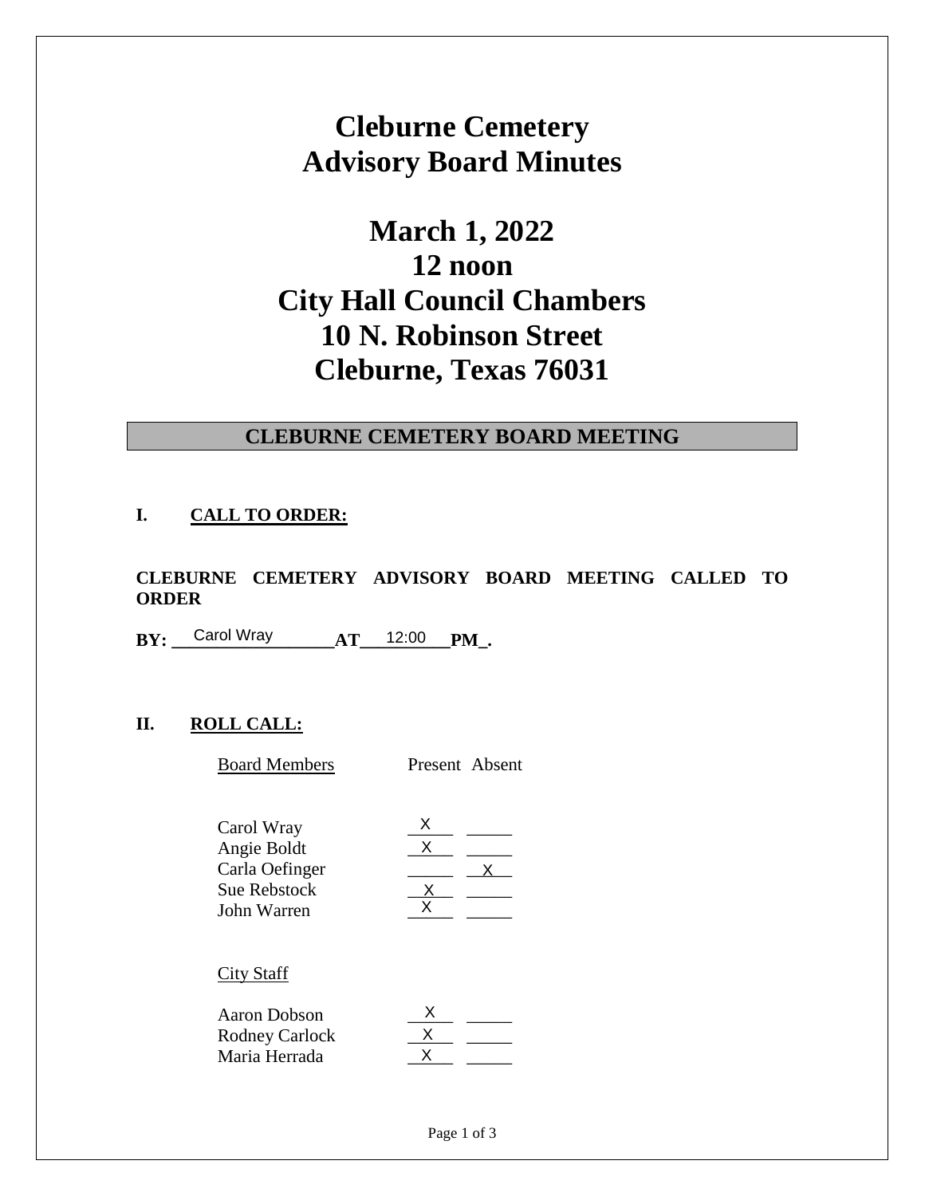# Cleburne Cemetery Advisory Board Minutes

# March 1, 2022
# 12 noon
# City Hall Council Chambers
# 10 N. Robinson Street
# Cleburne, Texas 76031

## CLEBURNE CEMETERY BOARD MEETING

### I. CALL TO ORDER:

**CLEBURNE CEMETERY ADVISORY BOARD MEETING CALLED TO ORDER**

**BY:** Carol Wray **AT** 12:00 **PM.**

### II. ROLL CALL:

| Board Members | Present | Absent |
|---|---|---|
| Carol Wray | X | |
| Angie Boldt | X | |
| Carla Oefinger | | X |
| Sue Rebstock | X | |
| John Warren | X | |

| City Staff | Present | Absent |
|---|---|---|
| Aaron Dobson | X | |
| Rodney Carlock | X | |
| Maria Herrada | X | |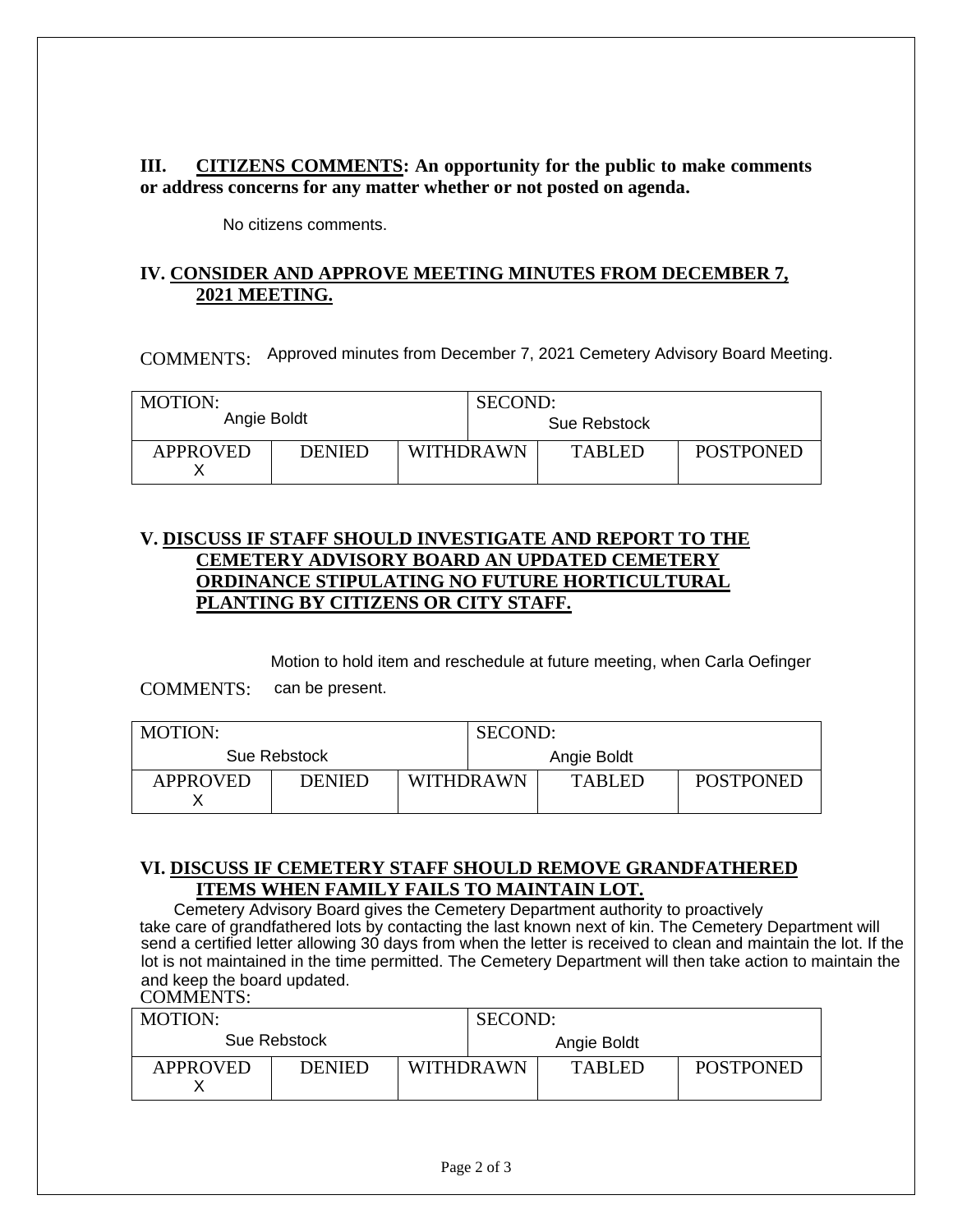## III. CITIZENS COMMENTS: An opportunity for the public to make comments or address concerns for any matter whether or not posted on agenda.

No citizens comments.

## IV. CONSIDER AND APPROVE MEETING MINUTES FROM DECEMBER 7, 2021 MEETING.

COMMENTS: Approved minutes from December 7, 2021 Cemetery Advisory Board Meeting.

| MOTION: Angie Boldt | | | SECOND: Sue Rebstock | |
|---|---|---|---|---|
| APPROVED X | DENIED | WITHDRAWN | TABLED | POSTPONED |

## V. DISCUSS IF STAFF SHOULD INVESTIGATE AND REPORT TO THE CEMETERY ADVISORY BOARD AN UPDATED CEMETERY ORDINANCE STIPULATING NO FUTURE HORTICULTURAL PLANTING BY CITIZENS OR CITY STAFF.

COMMENTS: Motion to hold item and reschedule at future meeting, when Carla Oefinger can be present.

| MOTION: Sue Rebstock | | | SECOND: Angie Boldt | |
|---|---|---|---|---|
| APPROVED X | DENIED | WITHDRAWN | TABLED | POSTPONED |

## VI. DISCUSS IF CEMETERY STAFF SHOULD REMOVE GRANDFATHERED ITEMS WHEN FAMILY FAILS TO MAINTAIN LOT.

Cemetery Advisory Board gives the Cemetery Department authority to proactively take care of grandfathered lots by contacting the last known next of kin. The Cemetery Department will send a certified letter allowing 30 days from when the letter is received to clean and maintain the lot. If the lot is not maintained in the time permitted. The Cemetery Department will then take action to maintain the and keep the board updated.

COMMENTS:

| MOTION: Sue Rebstock | | | SECOND: Angie Boldt | |
|---|---|---|---|---|
| APPROVED X | DENIED | WITHDRAWN | TABLED | POSTPONED |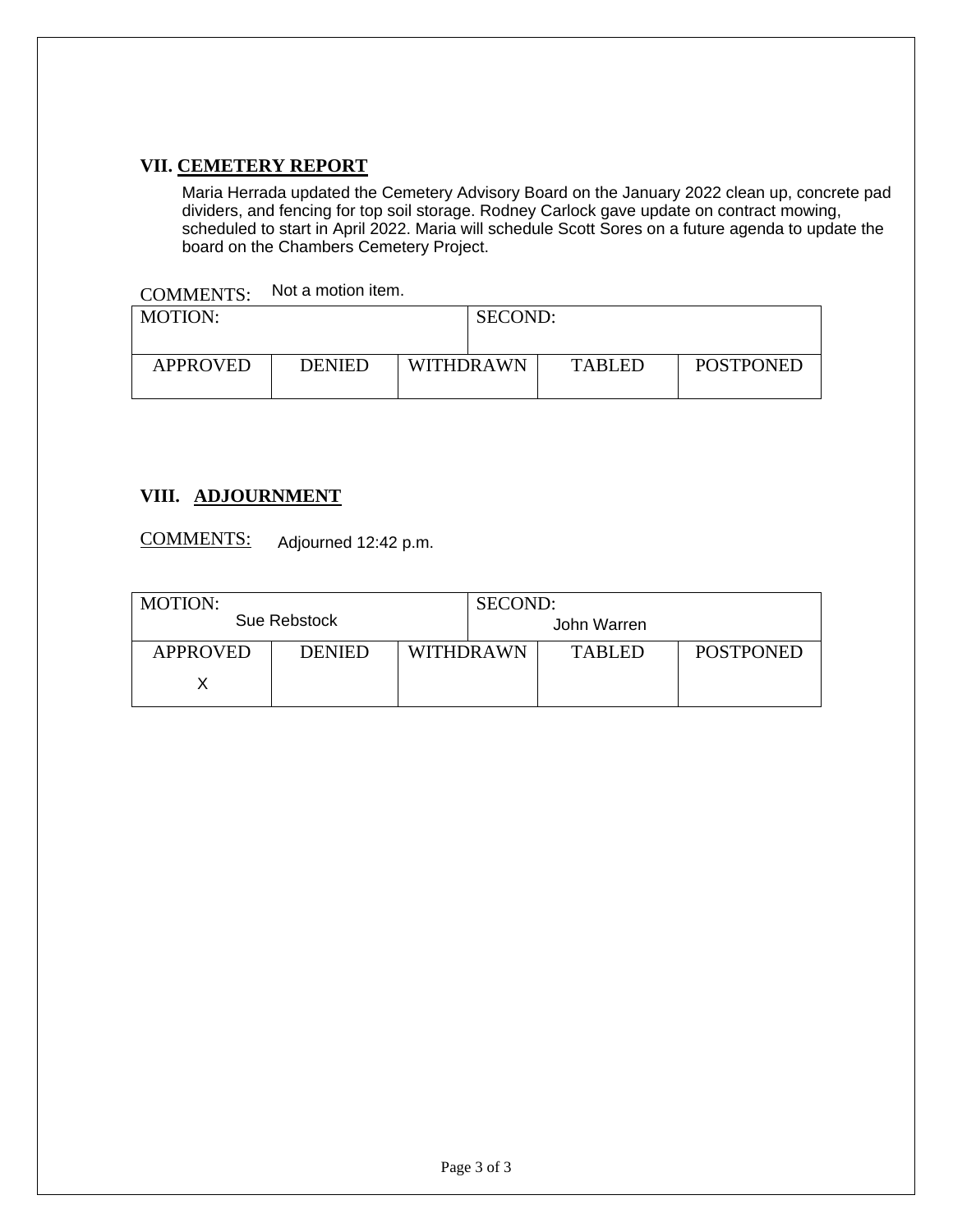## VII. CEMETERY REPORT

Maria Herrada updated the Cemetery Advisory Board on the January 2022 clean up, concrete pad dividers, and fencing for top soil storage. Rodney Carlock gave update on contract mowing, scheduled to start in April 2022. Maria will schedule Scott Sores on a future agenda to update the board on the Chambers Cemetery Project.

COMMENTS: Not a motion item.

| | | | | |
|---|---|---|---|---|
| MOTION: | | | SECOND: | |
| APPROVED | DENIED | WITHDRAWN | TABLED | POSTPONED |

## VIII. ADJOURNMENT

COMMENTS: Adjourned 12:42 p.m.

| | | | | |
|---|---|---|---|---|
| MOTION: Sue Rebstock | | | SECOND: John Warren | |
| APPROVED X | DENIED | WITHDRAWN | TABLED | POSTPONED |